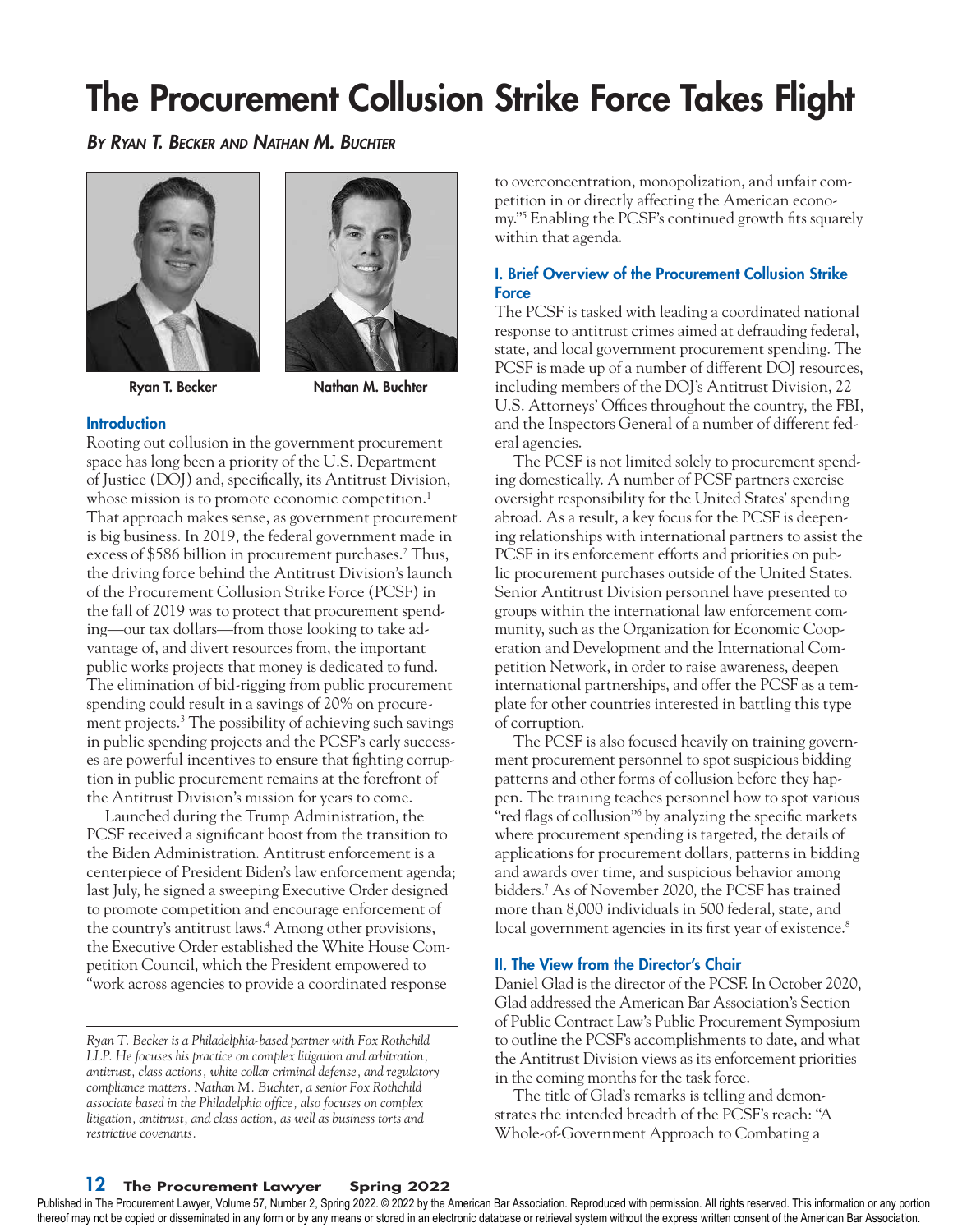# The Procurement Collusion Strike Force Takes Flight

*By Ryan T. Becker and Nathan M. Buchter*

Ryan T. Becker

Nathan M. Buchter

## Introduction

Rooting out collusion in the government procurement space has long been a priority of the U.S. Department of Justice (DOJ) and, specifically, its Antitrust Division, whose mission is to promote economic competition.[1] That approach makes sense, as government procurement is big business. In 2019, the federal government made in excess of $586 billion in procurement purchases.[2] Thus, the driving force behind the Antitrust Division's launch of the Procurement Collusion Strike Force (PCSF) in the fall of 2019 was to protect that procurement spending—our tax dollars—from those looking to take advantage of, and divert resources from, the important public works projects that money is dedicated to fund. The elimination of bid-rigging from public procurement spending could result in a savings of 20% on procurement projects.[3] The possibility of achieving such savings in public spending projects and the PCSF's early successes are powerful incentives to ensure that fighting corruption in public procurement remains at the forefront of the Antitrust Division's mission for years to come.

Launched during the Trump Administration, the PCSF received a significant boost from the transition to the Biden Administration. Antitrust enforcement is a centerpiece of President Biden's law enforcement agenda; last July, he signed a sweeping Executive Order designed to promote competition and encourage enforcement of the country's antitrust laws.[4] Among other provisions, the Executive Order established the White House Competition Council, which the President empowered to "work across agencies to provide a coordinated response to overconcentration, monopolization, and unfair competition in or directly affecting the American economy."[5] Enabling the PCSF's continued growth fits squarely within that agenda.

*Ryan T. Becker is a Philadelphia-based partner with Fox Rothchild LLP. He focuses his practice on complex litigation and arbitration, antitrust, class actions, white collar criminal defense, and regulatory compliance matters. Nathan M. Buchter, a senior Fox Rothchild associate based in the Philadelphia office, also focuses on complex litigation, antitrust, and class action, as well as business torts and restrictive covenants.*

## I. Brief Overview of the Procurement Collusion Strike Force

The PCSF is tasked with leading a coordinated national response to antitrust crimes aimed at defrauding federal, state, and local government procurement spending. The PCSF is made up of a number of different DOJ resources, including members of the DOJ's Antitrust Division, 22 U.S. Attorneys' Offices throughout the country, the FBI, and the Inspectors General of a number of different federal agencies.

The PCSF is not limited solely to procurement spending domestically. A number of PCSF partners exercise oversight responsibility for the United States' spending abroad. As a result, a key focus for the PCSF is deepening relationships with international partners to assist the PCSF in its enforcement efforts and priorities on public procurement purchases outside of the United States. Senior Antitrust Division personnel have presented to groups within the international law enforcement community, such as the Organization for Economic Cooperation and Development and the International Competition Network, in order to raise awareness, deepen international partnerships, and offer the PCSF as a template for other countries interested in battling this type of corruption.

The PCSF is also focused heavily on training government procurement personnel to spot suspicious bidding patterns and other forms of collusion before they happen. The training teaches personnel how to spot various "red flags of collusion"[6] by analyzing the specific markets where procurement spending is targeted, the details of applications for procurement dollars, patterns in bidding and awards over time, and suspicious behavior among bidders.[7] As of November 2020, the PCSF has trained more than 8,000 individuals in 500 federal, state, and local government agencies in its first year of existence.[8]

## II. The View from the Director's Chair

Daniel Glad is the director of the PCSF. In October 2020, Glad addressed the American Bar Association's Section of Public Contract Law's Public Procurement Symposium to outline the PCSF's accomplishments to date, and what the Antitrust Division views as its enforcement priorities in the coming months for the task force.

The title of Glad's remarks is telling and demonstrates the intended breadth of the PCSF's reach: "A Whole-of-Government Approach to Combating a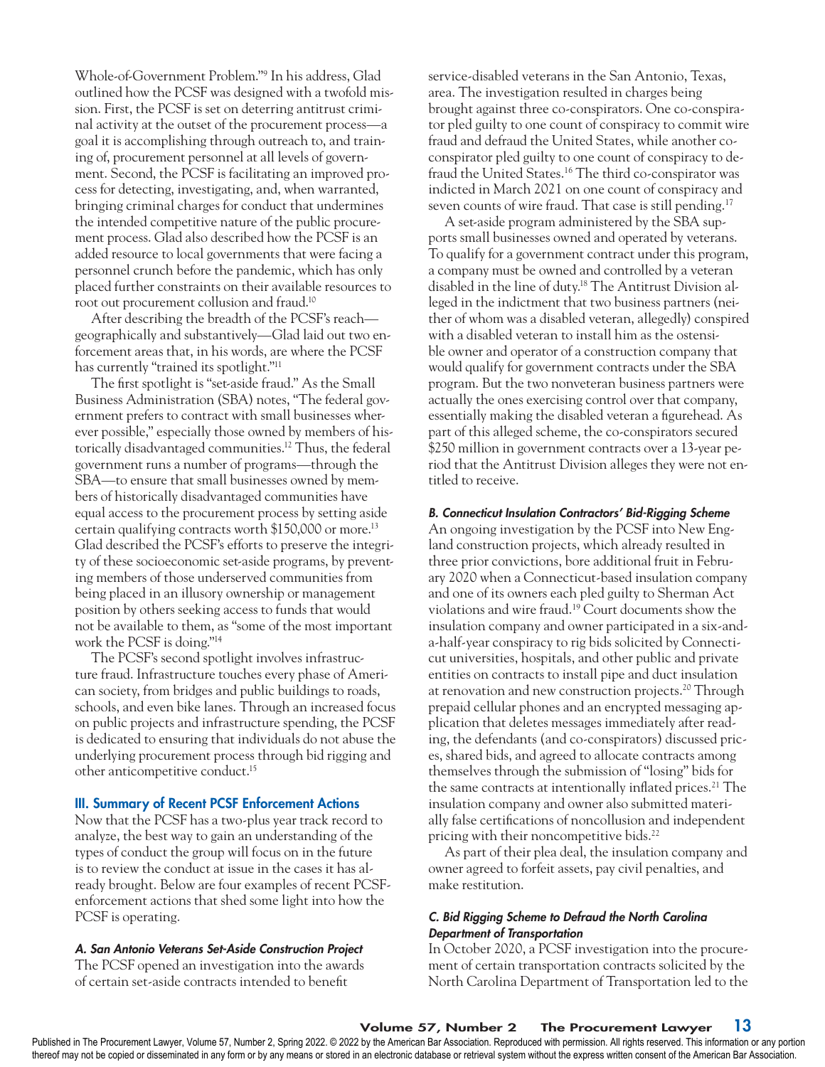Whole-of-Government Problem."[9] In his address, Glad outlined how the PCSF was designed with a twofold mission. First, the PCSF is set on deterring antitrust criminal activity at the outset of the procurement process—a goal it is accomplishing through outreach to, and training of, procurement personnel at all levels of government. Second, the PCSF is facilitating an improved process for detecting, investigating, and, when warranted, bringing criminal charges for conduct that undermines the intended competitive nature of the public procurement process. Glad also described how the PCSF is an added resource to local governments that were facing a personnel crunch before the pandemic, which has only placed further constraints on their available resources to root out procurement collusion and fraud.[10]

After describing the breadth of the PCSF's reach—geographically and substantively—Glad laid out two enforcement areas that, in his words, are where the PCSF has currently "trained its spotlight."[11]

The first spotlight is "set-aside fraud." As the Small Business Administration (SBA) notes, "The federal government prefers to contract with small businesses wherever possible," especially those owned by members of historically disadvantaged communities.[12] Thus, the federal government runs a number of programs—through the SBA—to ensure that small businesses owned by members of historically disadvantaged communities have equal access to the procurement process by setting aside certain qualifying contracts worth $150,000 or more.[13] Glad described the PCSF's efforts to preserve the integrity of these socioeconomic set-aside programs, by preventing members of those underserved communities from being placed in an illusory ownership or management position by others seeking access to funds that would not be available to them, as "some of the most important work the PCSF is doing."[14]

The PCSF's second spotlight involves infrastructure fraud. Infrastructure touches every phase of American society, from bridges and public buildings to roads, schools, and even bike lanes. Through an increased focus on public projects and infrastructure spending, the PCSF is dedicated to ensuring that individuals do not abuse the underlying procurement process through bid rigging and other anticompetitive conduct.[15]

## III. Summary of Recent PCSF Enforcement Actions

Now that the PCSF has a two-plus year track record to analyze, the best way to gain an understanding of the types of conduct the group will focus on in the future is to review the conduct at issue in the cases it has already brought. Below are four examples of recent PCSF-enforcement actions that shed some light into how the PCSF is operating.

### *A. San Antonio Veterans Set-Aside Construction Project*

The PCSF opened an investigation into the awards of certain set-aside contracts intended to benefit service-disabled veterans in the San Antonio, Texas, area. The investigation resulted in charges being brought against three co-conspirators. One co-conspirator pled guilty to one count of conspiracy to commit wire fraud and defraud the United States, while another co-conspirator pled guilty to one count of conspiracy to defraud the United States.[16] The third co-conspirator was indicted in March 2021 on one count of conspiracy and seven counts of wire fraud. That case is still pending.[17]

A set-aside program administered by the SBA supports small businesses owned and operated by veterans. To qualify for a government contract under this program, a company must be owned and controlled by a veteran disabled in the line of duty.[18] The Antitrust Division alleged in the indictment that two business partners (neither of whom was a disabled veteran, allegedly) conspired with a disabled veteran to install him as the ostensible owner and operator of a construction company that would qualify for government contracts under the SBA program. But the two nonveteran business partners were actually the ones exercising control over that company, essentially making the disabled veteran a figurehead. As part of this alleged scheme, the co-conspirators secured $250 million in government contracts over a 13-year period that the Antitrust Division alleges they were not entitled to receive.

### *B. Connecticut Insulation Contractors' Bid-Rigging Scheme*

An ongoing investigation by the PCSF into New England construction projects, which already resulted in three prior convictions, bore additional fruit in February 2020 when a Connecticut-based insulation company and one of its owners each pled guilty to Sherman Act violations and wire fraud.[19] Court documents show the insulation company and owner participated in a six-and-a-half-year conspiracy to rig bids solicited by Connecticut universities, hospitals, and other public and private entities on contracts to install pipe and duct insulation at renovation and new construction projects.[20] Through prepaid cellular phones and an encrypted messaging application that deletes messages immediately after reading, the defendants (and co-conspirators) discussed prices, shared bids, and agreed to allocate contracts among themselves through the submission of "losing" bids for the same contracts at intentionally inflated prices.[21] The insulation company and owner also submitted materially false certifications of noncollusion and independent pricing with their noncompetitive bids.[22]

As part of their plea deal, the insulation company and owner agreed to forfeit assets, pay civil penalties, and make restitution.

### *C. Bid Rigging Scheme to Defraud the North Carolina Department of Transportation*

In October 2020, a PCSF investigation into the procurement of certain transportation contracts solicited by the North Carolina Department of Transportation led to the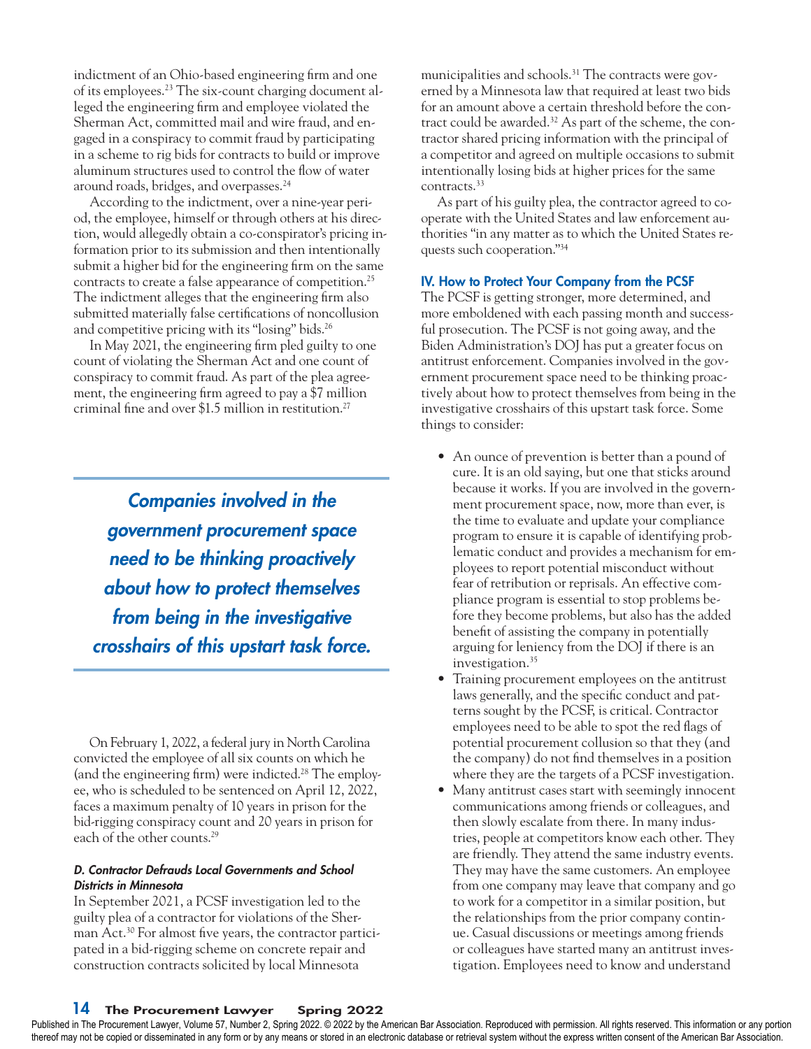indictment of an Ohio-based engineering firm and one of its employees.[23] The six-count charging document alleged the engineering firm and employee violated the Sherman Act, committed mail and wire fraud, and engaged in a conspiracy to commit fraud by participating in a scheme to rig bids for contracts to build or improve aluminum structures used to control the flow of water around roads, bridges, and overpasses.[24]

According to the indictment, over a nine-year period, the employee, himself or through others at his direction, would allegedly obtain a co-conspirator's pricing information prior to its submission and then intentionally submit a higher bid for the engineering firm on the same contracts to create a false appearance of competition.[25] The indictment alleges that the engineering firm also submitted materially false certifications of noncollusion and competitive pricing with its "losing" bids.[26]

In May 2021, the engineering firm pled guilty to one count of violating the Sherman Act and one count of conspiracy to commit fraud. As part of the plea agreement, the engineering firm agreed to pay a $7 million criminal fine and over $1.5 million in restitution.[27]

> ***Companies involved in the government procurement space need to be thinking proactively about how to protect themselves from being in the investigative crosshairs of this upstart task force.***

On February 1, 2022, a federal jury in North Carolina convicted the employee of all six counts on which he (and the engineering firm) were indicted.[28] The employee, who is scheduled to be sentenced on April 12, 2022, faces a maximum penalty of 10 years in prison for the bid-rigging conspiracy count and 20 years in prison for each of the other counts.[29]

#### *D. Contractor Defrauds Local Governments and School Districts in Minnesota*

In September 2021, a PCSF investigation led to the guilty plea of a contractor for violations of the Sherman Act.[30] For almost five years, the contractor participated in a bid-rigging scheme on concrete repair and construction contracts solicited by local Minnesota municipalities and schools.[31] The contracts were governed by a Minnesota law that required at least two bids for an amount above a certain threshold before the contract could be awarded.[32] As part of the scheme, the contractor shared pricing information with the principal of a competitor and agreed on multiple occasions to submit intentionally losing bids at higher prices for the same contracts.[33]

As part of his guilty plea, the contractor agreed to cooperate with the United States and law enforcement authorities "in any matter as to which the United States requests such cooperation."[34]

### IV. How to Protect Your Company from the PCSF

The PCSF is getting stronger, more determined, and more emboldened with each passing month and successful prosecution. The PCSF is not going away, and the Biden Administration's DOJ has put a greater focus on antitrust enforcement. Companies involved in the government procurement space need to be thinking proactively about how to protect themselves from being in the investigative crosshairs of this upstart task force. Some things to consider:

- An ounce of prevention is better than a pound of cure. It is an old saying, but one that sticks around because it works. If you are involved in the government procurement space, now, more than ever, is the time to evaluate and update your compliance program to ensure it is capable of identifying problematic conduct and provides a mechanism for employees to report potential misconduct without fear of retribution or reprisals. An effective compliance program is essential to stop problems before they become problems, but also has the added benefit of assisting the company in potentially arguing for leniency from the DOJ if there is an investigation.[35]
- Training procurement employees on the antitrust laws generally, and the specific conduct and patterns sought by the PCSF, is critical. Contractor employees need to be able to spot the red flags of potential procurement collusion so that they (and the company) do not find themselves in a position where they are the targets of a PCSF investigation.
- Many antitrust cases start with seemingly innocent communications among friends or colleagues, and then slowly escalate from there. In many industries, people at competitors know each other. They are friendly. They attend the same industry events. They may have the same customers. An employee from one company may leave that company and go to work for a competitor in a similar position, but the relationships from the prior company continue. Casual discussions or meetings among friends or colleagues have started many an antitrust investigation. Employees need to know and understand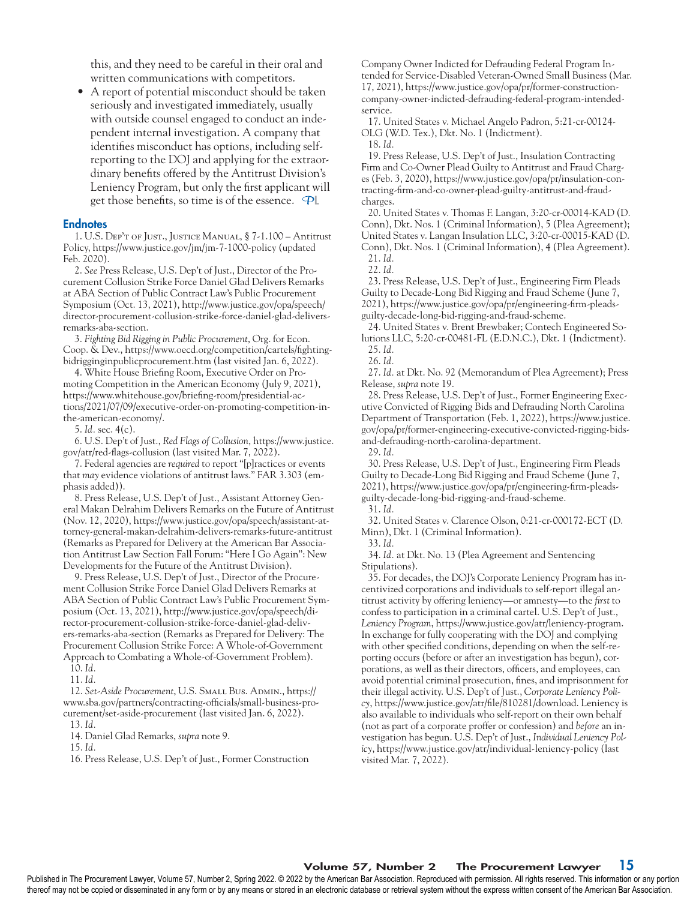this, and they need to be careful in their oral and written communications with competitors.

- A report of potential misconduct should be taken seriously and investigated immediately, usually with outside counsel engaged to conduct an independent internal investigation. A company that identifies misconduct has options, including self-reporting to the DOJ and applying for the extraordinary benefits offered by the Antitrust Division's Leniency Program, but only the first applicant will get those benefits, so time is of the essence.

## Endnotes

1. U.S. Dep't of Just., Justice Manual, § 7-1.100 – Antitrust Policy, https://www.justice.gov/jm/jm-7-1000-policy (updated Feb. 2020).

2. *See* Press Release, U.S. Dep't of Just., Director of the Procurement Collusion Strike Force Daniel Glad Delivers Remarks at ABA Section of Public Contract Law's Public Procurement Symposium (Oct. 13, 2021), http://www.justice.gov/opa/speech/director-procurement-collusion-strike-force-daniel-glad-delivers-remarks-aba-section.

3. *Fighting Bid Rigging in Public Procurement*, Org. for Econ. Coop. & Dev., https://www.oecd.org/competition/cartels/fightingbidrigginginpublicprocurement.htm (last visited Jan. 6, 2022).

4. White House Briefing Room, Executive Order on Promoting Competition in the American Economy (July 9, 2021), https://www.whitehouse.gov/briefing-room/presidential-actions/2021/07/09/executive-order-on-promoting-competition-in-the-american-economy/.

5. *Id.* sec. 4(c).

6. U.S. Dep't of Just., *Red Flags of Collusion*, https://www.justice.gov/atr/red-flags-collusion (last visited Mar. 7, 2022).

7. Federal agencies are *required* to report "[p]ractices or events that *may* evidence violations of antitrust laws." FAR 3.303 (emphasis added)).

8. Press Release, U.S. Dep't of Just., Assistant Attorney General Makan Delrahim Delivers Remarks on the Future of Antitrust (Nov. 12, 2020), https://www.justice.gov/opa/speech/assistant-attorney-general-makan-delrahim-delivers-remarks-future-antitrust (Remarks as Prepared for Delivery at the American Bar Association Antitrust Law Section Fall Forum: "Here I Go Again": New Developments for the Future of the Antitrust Division).

9. Press Release, U.S. Dep't of Just., Director of the Procurement Collusion Strike Force Daniel Glad Delivers Remarks at ABA Section of Public Contract Law's Public Procurement Symposium (Oct. 13, 2021), http://www.justice.gov/opa/speech/director-procurement-collusion-strike-force-daniel-glad-delivers-remarks-aba-section (Remarks as Prepared for Delivery: The Procurement Collusion Strike Force: A Whole-of-Government Approach to Combating a Whole-of-Government Problem).

10. *Id.*

11. *Id.*

12. *Set-Aside Procurement*, U.S. Small Bus. Admin., https://www.sba.gov/partners/contracting-officials/small-business-procurement/set-aside-procurement (last visited Jan. 6, 2022).

13. *Id.*

14. Daniel Glad Remarks, *supra* note 9.

15. *Id.*

16. Press Release, U.S. Dep't of Just., Former Construction Company Owner Indicted for Defrauding Federal Program Intended for Service-Disabled Veteran-Owned Small Business (Mar. 17, 2021), https://www.justice.gov/opa/pr/former-construction-company-owner-indicted-defrauding-federal-program-intended-service.

17. United States v. Michael Angelo Padron, 5:21-cr-00124-OLG (W.D. Tex.), Dkt. No. 1 (Indictment).

18. *Id.*

19. Press Release, U.S. Dep't of Just., Insulation Contracting Firm and Co-Owner Plead Guilty to Antitrust and Fraud Charges (Feb. 3, 2020), https://www.justice.gov/opa/pr/insulation-contracting-firm-and-co-owner-plead-guilty-antitrust-and-fraud-charges.

20. United States v. Thomas F. Langan, 3:20-cr-00014-KAD (D. Conn), Dkt. Nos. 1 (Criminal Information), 5 (Plea Agreement); United States v. Langan Insulation LLC, 3:20-cr-00015-KAD (D. Conn), Dkt. Nos. 1 (Criminal Information), 4 (Plea Agreement).

21. *Id.*

22. *Id.*

23. Press Release, U.S. Dep't of Just., Engineering Firm Pleads Guilty to Decade-Long Bid Rigging and Fraud Scheme (June 7, 2021), https://www.justice.gov/opa/pr/engineering-firm-pleads-guilty-decade-long-bid-rigging-and-fraud-scheme.

24. United States v. Brent Brewbaker; Contech Engineered Solutions LLC, 5:20-cr-00481-FL (E.D.N.C.), Dkt. 1 (Indictment).

25. *Id.*

26. *Id.*

27. *Id.* at Dkt. No. 92 (Memorandum of Plea Agreement); Press Release, *supra* note 19.

28. Press Release, U.S. Dep't of Just., Former Engineering Executive Convicted of Rigging Bids and Defrauding North Carolina Department of Transportation (Feb. 1, 2022), https://www.justice.gov/opa/pr/former-engineering-executive-convicted-rigging-bids-and-defrauding-north-carolina-department.

29. *Id.*

30. Press Release, U.S. Dep't of Just., Engineering Firm Pleads Guilty to Decade-Long Bid Rigging and Fraud Scheme (June 7, 2021), https://www.justice.gov/opa/pr/engineering-firm-pleads-guilty-decade-long-bid-rigging-and-fraud-scheme.

31. *Id.*

32. United States v. Clarence Olson, 0:21-cr-000172-ECT (D. Minn), Dkt. 1 (Criminal Information).

33. *Id.*

34. *Id.* at Dkt. No. 13 (Plea Agreement and Sentencing Stipulations).

35. For decades, the DOJ's Corporate Leniency Program has incentivized corporations and individuals to self-report illegal antitrust activity by offering leniency—or amnesty—to the *first* to confess to participation in a criminal cartel. U.S. Dep't of Just., *Leniency Program*, https://www.justice.gov/atr/leniency-program. In exchange for fully cooperating with the DOJ and complying with other specified conditions, depending on when the self-reporting occurs (before or after an investigation has begun), corporations, as well as their directors, officers, and employees, can avoid potential criminal prosecution, fines, and imprisonment for their illegal activity. U.S. Dep't of Just., *Corporate Leniency Policy*, https://www.justice.gov/atr/file/810281/download. Leniency is also available to individuals who self-report on their own behalf (not as part of a corporate proffer or confession) and *before* an investigation has begun. U.S. Dep't of Just., *Individual Leniency Policy*, https://www.justice.gov/atr/individual-leniency-policy (last visited Mar. 7, 2022).

Published in The Procurement Lawyer, Volume 57, Number 2, Spring 2022. © 2022 by the American Bar Association. Reproduced with permission. All rights reserved. This information or any portion thereof may not be copied or disseminated in any form or by any means or stored in an electronic database or retrieval system without the express written consent of the American Bar Association.